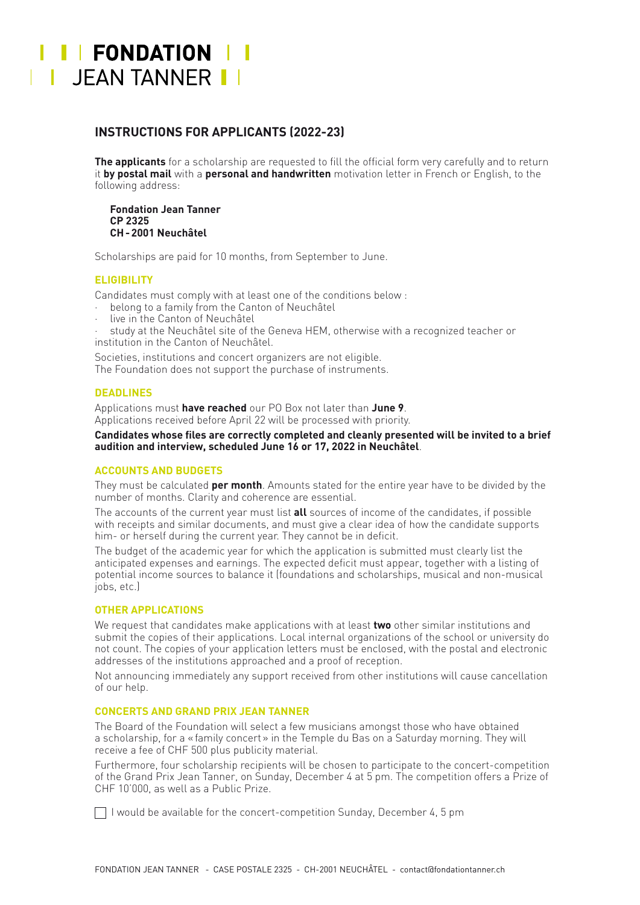# FONDATION JEAN TANNER

## INSTRUCTIONS FOR APPLICANTS (2022-23)

**The applicants** for a scholarship are requested to fill the official form very carefully and to return it **by postal mail** with a **personal and handwritten** motivation letter in French or English, to the following address:

**Fondation Jean Tanner**
**CP 2325**
**CH - 2001 Neuchâtel**

Scholarships are paid for 10 months, from September to June.

### ELIGIBILITY

Candidates must comply with at least one of the conditions below :

- belong to a family from the Canton of Neuchâtel
- live in the Canton of Neuchâtel
- study at the Neuchâtel site of the Geneva HEM, otherwise with a recognized teacher or institution in the Canton of Neuchâtel.

Societies, institutions and concert organizers are not eligible.
The Foundation does not support the purchase of instruments.

### DEADLINES

Applications must **have reached** our PO Box not later than **June 9**.
Applications received before April 22 will be processed with priority.

**Candidates whose files are correctly completed and cleanly presented will be invited to a brief audition and interview, scheduled June 16 or 17, 2022 in Neuchâtel**.

### ACCOUNTS AND BUDGETS

They must be calculated **per month**. Amounts stated for the entire year have to be divided by the number of months. Clarity and coherence are essential.

The accounts of the current year must list **all** sources of income of the candidates, if possible with receipts and similar documents, and must give a clear idea of how the candidate supports him- or herself during the current year. They cannot be in deficit.

The budget of the academic year for which the application is submitted must clearly list the anticipated expenses and earnings. The expected deficit must appear, together with a listing of potential income sources to balance it (foundations and scholarships, musical and non-musical jobs, etc.)

### OTHER APPLICATIONS

We request that candidates make applications with at least **two** other similar institutions and submit the copies of their applications. Local internal organizations of the school or university do not count. The copies of your application letters must be enclosed, with the postal and electronic addresses of the institutions approached and a proof of reception.

Not announcing immediately any support received from other institutions will cause cancellation of our help.

### CONCERTS AND GRAND PRIX JEAN TANNER

The Board of the Foundation will select a few musicians amongst those who have obtained a scholarship, for a « family concert » in the Temple du Bas on a Saturday morning. They will receive a fee of CHF 500 plus publicity material.

Furthermore, four scholarship recipients will be chosen to participate to the concert-competition of the Grand Prix Jean Tanner, on Sunday, December 4 at 5 pm. The competition offers a Prize of CHF 10'000, as well as a Public Prize.

☐ I would be available for the concert-competition Sunday, December 4, 5 pm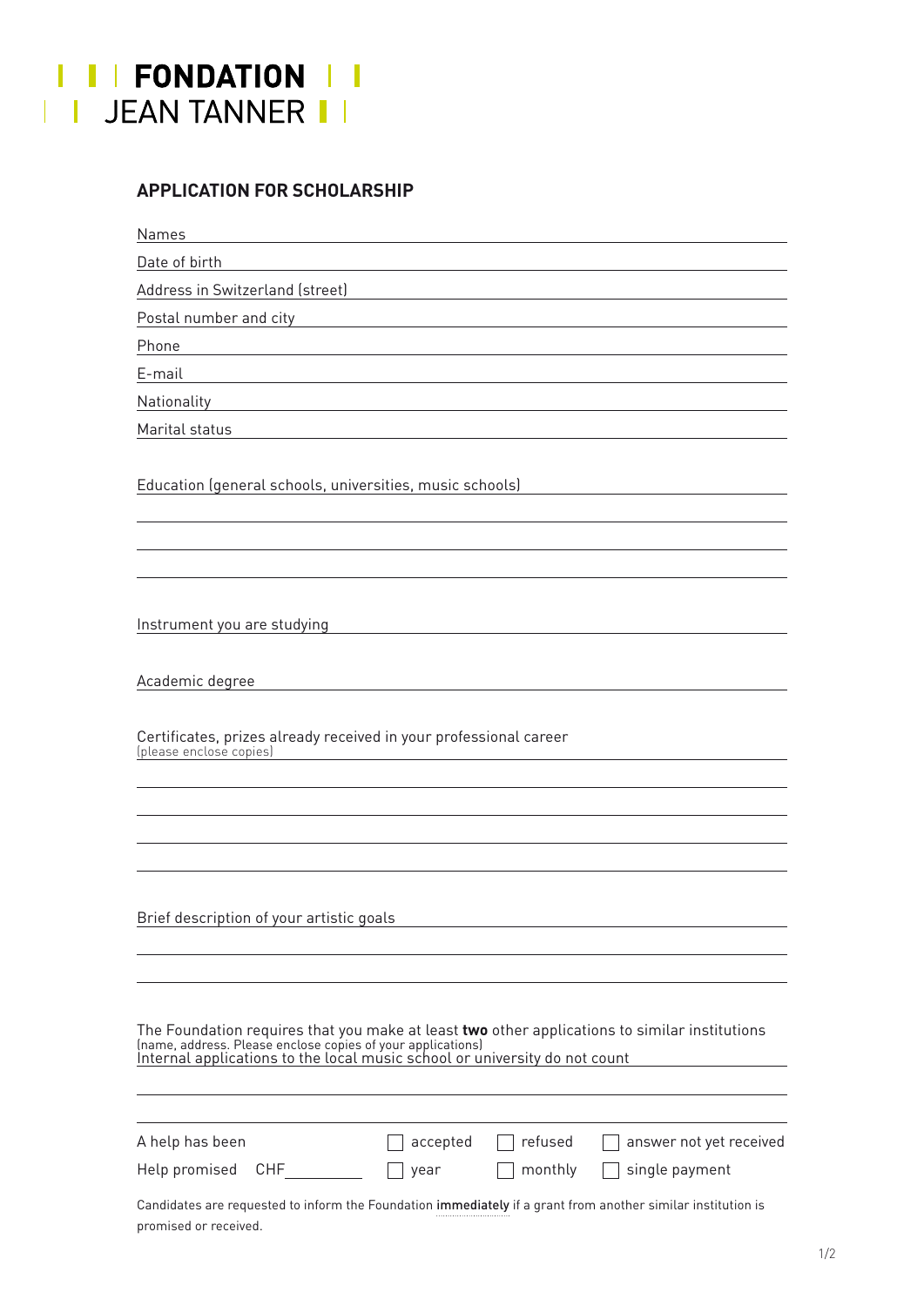# FONDATION JEAN TANNER

## APPLICATION FOR SCHOLARSHIP

Names

Date of birth

Address in Switzerland (street)

Postal number and city

Phone

E-mail

Nationality

Marital status

Education (general schools, universities, music schools)

Instrument you are studying

Academic degree

Certificates, prizes already received in your professional career
(please enclose copies)

Brief description of your artistic goals

The Foundation requires that you make at least **two** other applications to similar institutions
(name, address. Please enclose copies of your applications)
Internal applications to the local music school or university do not count

A help has been ☐ accepted ☐ refused ☐ answer not yet received

Help promised CHF ☐ year ☐ monthly ☐ single payment

Candidates are requested to inform the Foundation immediately if a grant from another similar institution is promised or received.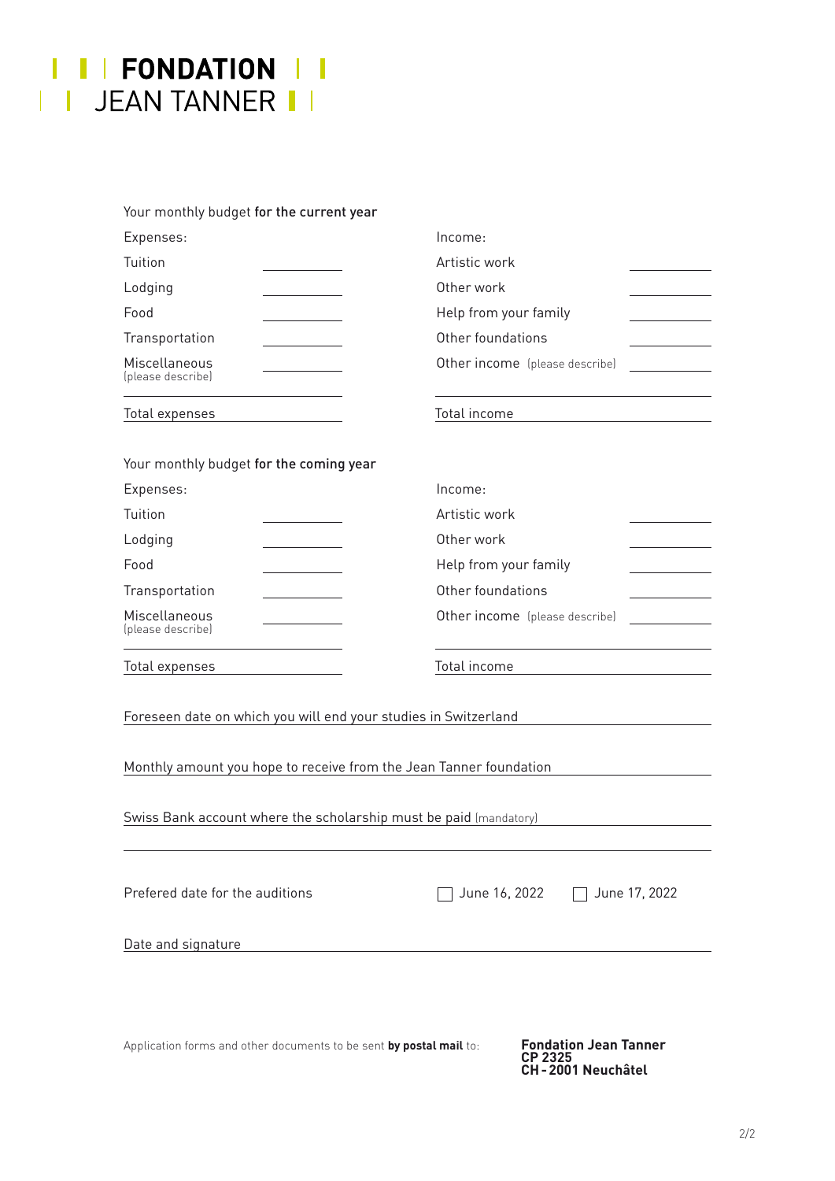# FONDATION JEAN TANNER

Your monthly budget **for the current year**

| Expenses: | | Income: | |
|---|---|---|---|
| Tuition | ______ | Artistic work | ______ |
| Lodging | ______ | Other work | ______ |
| Food | ______ | Help from your family | ______ |
| Transportation | ______ | Other foundations | ______ |
| Miscellaneous (please describe) | ______ | Other income (please describe) | ______ |
| Total expenses | ______ | Total income | ______ |

Your monthly budget **for the coming year**

| Expenses: | | Income: | |
|---|---|---|---|
| Tuition | ______ | Artistic work | ______ |
| Lodging | ______ | Other work | ______ |
| Food | ______ | Help from your family | ______ |
| Transportation | ______ | Other foundations | ______ |
| Miscellaneous (please describe) | ______ | Other income (please describe) | ______ |
| Total expenses | ______ | Total income | ______ |

Foreseen date on which you will end your studies in Switzerland ______

Monthly amount you hope to receive from the Jean Tanner foundation ______

Swiss Bank account where the scholarship must be paid (mandatory) ______

Prefered date for the auditions ☐ June 16, 2022 ☐ June 17, 2022

Date and signature ______

Application forms and other documents to be sent **by postal mail** to:

**Fondation Jean Tanner**
**CP 2325**
**CH - 2001 Neuchâtel**